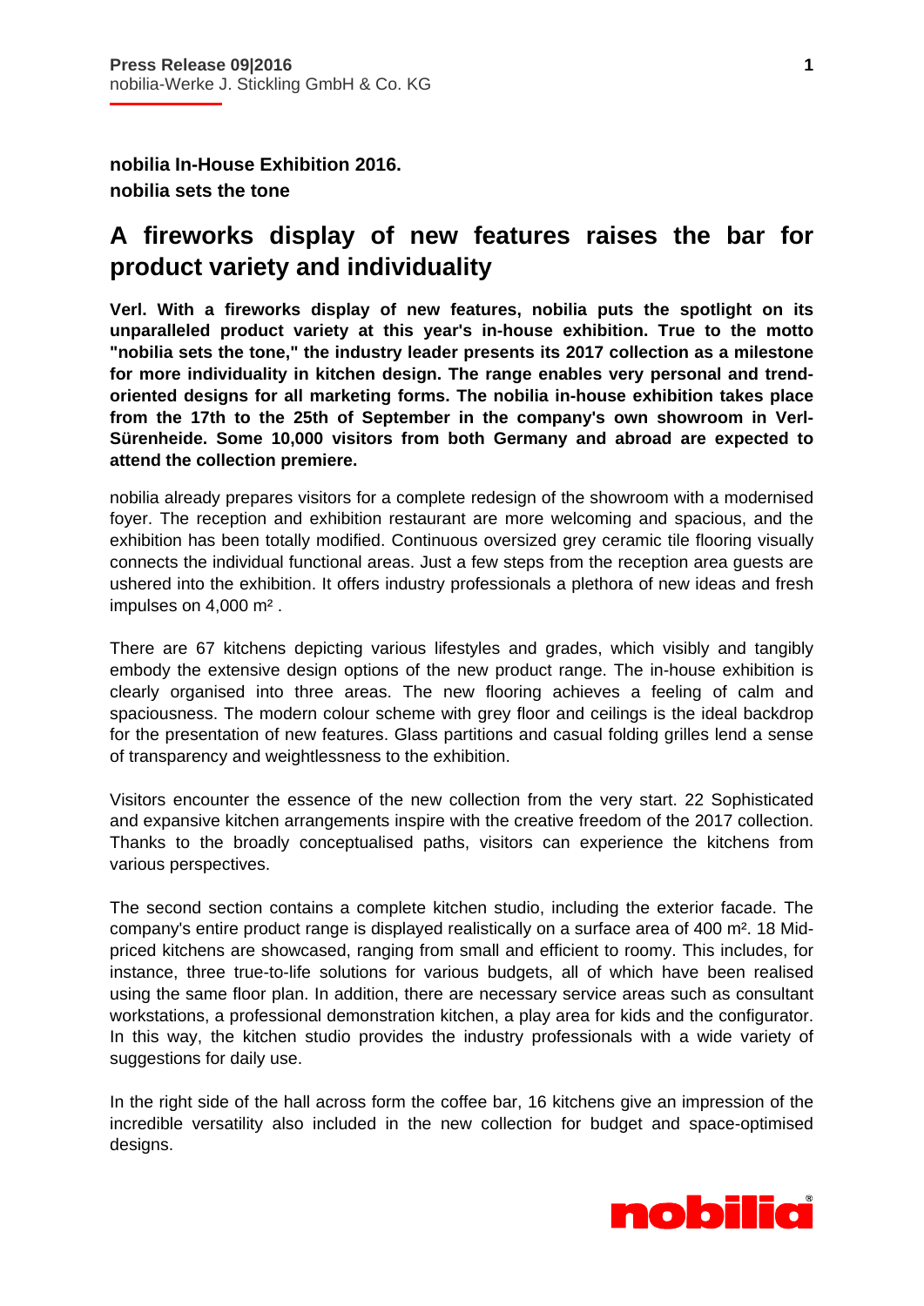Press Release 09|2016
nobilia-Werke J. Stickling GmbH & Co. KG

**nobilia In-House Exhibition 2016.**
**nobilia sets the tone**

# A fireworks display of new features raises the bar for product variety and individuality

**Verl. With a fireworks display of new features, nobilia puts the spotlight on its unparalleled product variety at this year's in-house exhibition. True to the motto "nobilia sets the tone," the industry leader presents its 2017 collection as a milestone for more individuality in kitchen design. The range enables very personal and trend-oriented designs for all marketing forms. The nobilia in-house exhibition takes place from the 17th to the 25th of September in the company's own showroom in Verl-Sürenheide. Some 10,000 visitors from both Germany and abroad are expected to attend the collection premiere.**

nobilia already prepares visitors for a complete redesign of the showroom with a modernised foyer. The reception and exhibition restaurant are more welcoming and spacious, and the exhibition has been totally modified. Continuous oversized grey ceramic tile flooring visually connects the individual functional areas. Just a few steps from the reception area guests are ushered into the exhibition. It offers industry professionals a plethora of new ideas and fresh impulses on 4,000 m² .

There are 67 kitchens depicting various lifestyles and grades, which visibly and tangibly embody the extensive design options of the new product range. The in-house exhibition is clearly organised into three areas. The new flooring achieves a feeling of calm and spaciousness. The modern colour scheme with grey floor and ceilings is the ideal backdrop for the presentation of new features. Glass partitions and casual folding grilles lend a sense of transparency and weightlessness to the exhibition.

Visitors encounter the essence of the new collection from the very start. 22 Sophisticated and expansive kitchen arrangements inspire with the creative freedom of the 2017 collection. Thanks to the broadly conceptualised paths, visitors can experience the kitchens from various perspectives.

The second section contains a complete kitchen studio, including the exterior facade. The company's entire product range is displayed realistically on a surface area of 400 m². 18 Mid-priced kitchens are showcased, ranging from small and efficient to roomy. This includes, for instance, three true-to-life solutions for various budgets, all of which have been realised using the same floor plan. In addition, there are necessary service areas such as consultant workstations, a professional demonstration kitchen, a play area for kids and the configurator. In this way, the kitchen studio provides the industry professionals with a wide variety of suggestions for daily use.

In the right side of the hall across form the coffee bar, 16 kitchens give an impression of the incredible versatility also included in the new collection for budget and space-optimised designs.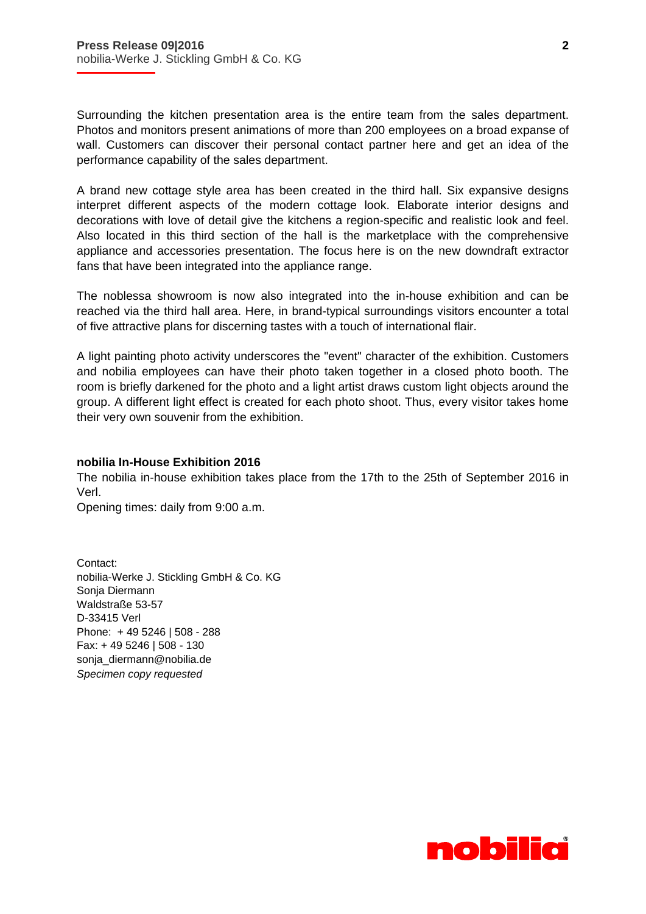Surrounding the kitchen presentation area is the entire team from the sales department. Photos and monitors present animations of more than 200 employees on a broad expanse of wall. Customers can discover their personal contact partner here and get an idea of the performance capability of the sales department.

A brand new cottage style area has been created in the third hall. Six expansive designs interpret different aspects of the modern cottage look. Elaborate interior designs and decorations with love of detail give the kitchens a region-specific and realistic look and feel. Also located in this third section of the hall is the marketplace with the comprehensive appliance and accessories presentation. The focus here is on the new downdraft extractor fans that have been integrated into the appliance range.

The noblessa showroom is now also integrated into the in-house exhibition and can be reached via the third hall area. Here, in brand-typical surroundings visitors encounter a total of five attractive plans for discerning tastes with a touch of international flair.

A light painting photo activity underscores the "event" character of the exhibition. Customers and nobilia employees can have their photo taken together in a closed photo booth. The room is briefly darkened for the photo and a light artist draws custom light objects around the group. A different light effect is created for each photo shoot. Thus, every visitor takes home their very own souvenir from the exhibition.

**nobilia In-House Exhibition 2016**

The nobilia in-house exhibition takes place from the 17th to the 25th of September 2016 in Verl.

Opening times: daily from 9:00 a.m.

Contact:
nobilia-Werke J. Stickling GmbH & Co. KG
Sonja Diermann
Waldstraße 53-57
D-33415 Verl
Phone: + 49 5246 | 508 - 288
Fax: + 49 5246 | 508 - 130
sonja_diermann@nobilia.de
*Specimen copy requested*